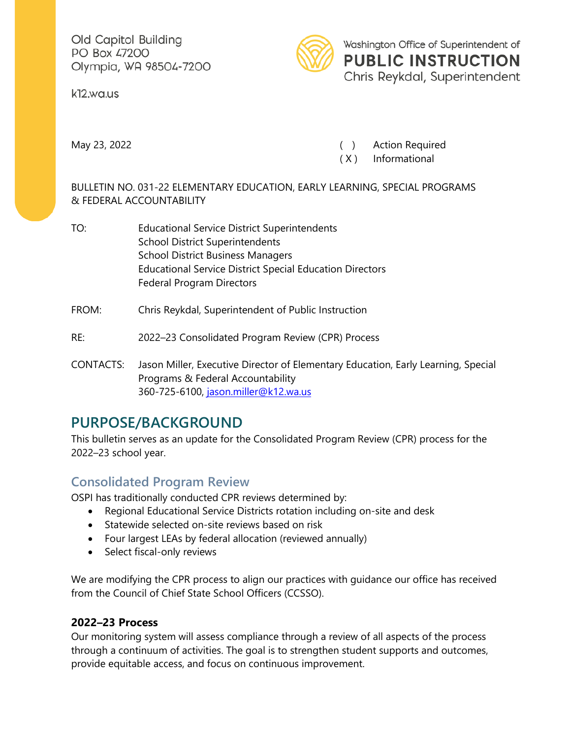Old Capitol Building
PO Box 47200
Olympia, WA 98504-7200

k12.wa.us

Washington Office of Superintendent of
**PUBLIC INSTRUCTION**
Chris Reykdal, Superintendent

May 23, 2022

( ) Action Required
( X ) Informational

BULLETIN NO. 031-22 ELEMENTARY EDUCATION, EARLY LEARNING, SPECIAL PROGRAMS & FEDERAL ACCOUNTABILITY

TO: Educational Service District Superintendents
School District Superintendents
School District Business Managers
Educational Service District Special Education Directors
Federal Program Directors

FROM: Chris Reykdal, Superintendent of Public Instruction

RE: 2022–23 Consolidated Program Review (CPR) Process

CONTACTS: Jason Miller, Executive Director of Elementary Education, Early Learning, Special Programs & Federal Accountability
360-725-6100, jason.miller@k12.wa.us

# PURPOSE/BACKGROUND

This bulletin serves as an update for the Consolidated Program Review (CPR) process for the 2022–23 school year.

## Consolidated Program Review

OSPI has traditionally conducted CPR reviews determined by:

- Regional Educational Service Districts rotation including on-site and desk
- Statewide selected on-site reviews based on risk
- Four largest LEAs by federal allocation (reviewed annually)
- Select fiscal-only reviews

We are modifying the CPR process to align our practices with guidance our office has received from the Council of Chief State School Officers (CCSSO).

### 2022–23 Process

Our monitoring system will assess compliance through a review of all aspects of the process through a continuum of activities. The goal is to strengthen student supports and outcomes, provide equitable access, and focus on continuous improvement.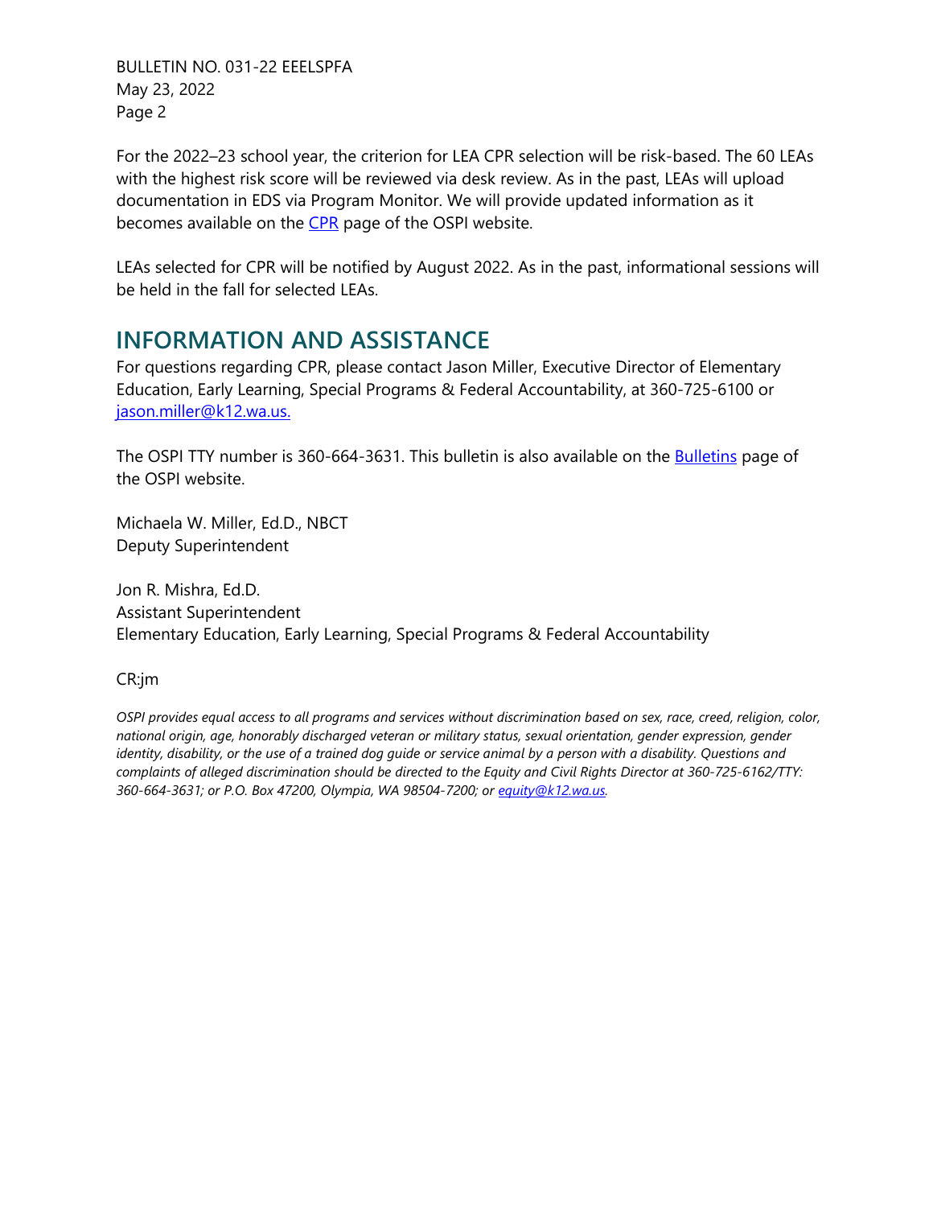For the 2022–23 school year, the criterion for LEA CPR selection will be risk-based. The 60 LEAs with the highest risk score will be reviewed via desk review. As in the past, LEAs will upload documentation in EDS via Program Monitor. We will provide updated information as it becomes available on the CPR page of the OSPI website.

LEAs selected for CPR will be notified by August 2022. As in the past, informational sessions will be held in the fall for selected LEAs.

## INFORMATION AND ASSISTANCE

For questions regarding CPR, please contact Jason Miller, Executive Director of Elementary Education, Early Learning, Special Programs & Federal Accountability, at 360-725-6100 or jason.miller@k12.wa.us.

The OSPI TTY number is 360-664-3631. This bulletin is also available on the Bulletins page of the OSPI website.

Michaela W. Miller, Ed.D., NBCT
Deputy Superintendent

Jon R. Mishra, Ed.D.
Assistant Superintendent
Elementary Education, Early Learning, Special Programs & Federal Accountability

CR:jm

*OSPI provides equal access to all programs and services without discrimination based on sex, race, creed, religion, color, national origin, age, honorably discharged veteran or military status, sexual orientation, gender expression, gender identity, disability, or the use of a trained dog guide or service animal by a person with a disability. Questions and complaints of alleged discrimination should be directed to the Equity and Civil Rights Director at 360-725-6162/TTY: 360-664-3631; or P.O. Box 47200, Olympia, WA 98504-7200; or equity@k12.wa.us.*